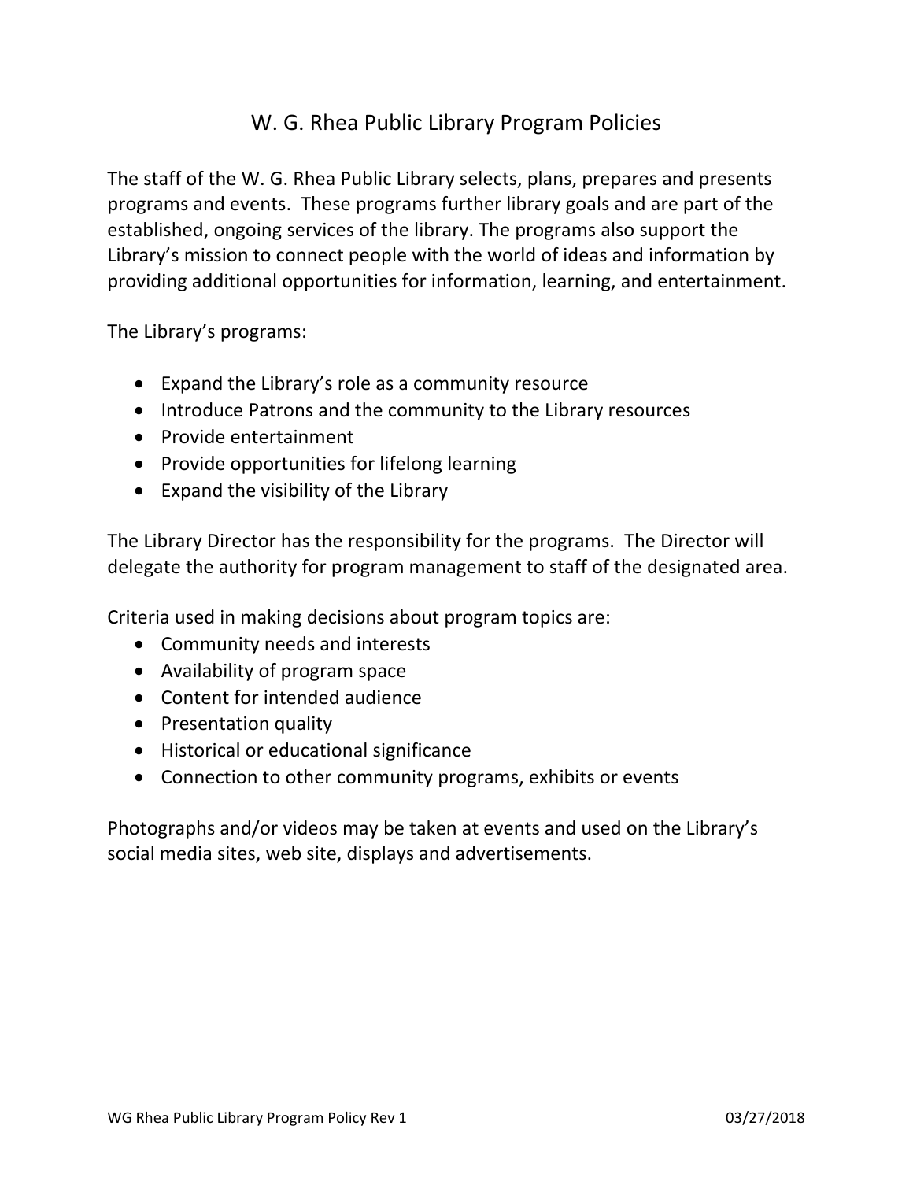# W. G. Rhea Public Library Program Policies

The staff of the W. G. Rhea Public Library selects, plans, prepares and presents programs and events. These programs further library goals and are part of the established, ongoing services of the library. The programs also support the Library's mission to connect people with the world of ideas and information by providing additional opportunities for information, learning, and entertainment.

The Library's programs:

- Expand the Library's role as a community resource
- Introduce Patrons and the community to the Library resources
- Provide entertainment
- Provide opportunities for lifelong learning
- Expand the visibility of the Library

The Library Director has the responsibility for the programs. The Director will delegate the authority for program management to staff of the designated area.

Criteria used in making decisions about program topics are:

- Community needs and interests
- Availability of program space
- Content for intended audience
- Presentation quality
- Historical or educational significance
- Connection to other community programs, exhibits or events

Photographs and/or videos may be taken at events and used on the Library's social media sites, web site, displays and advertisements.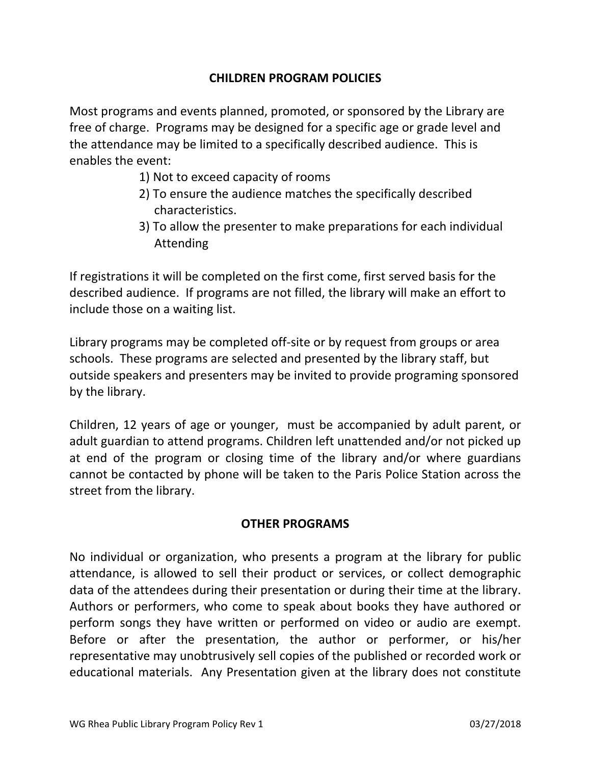## CHILDREN PROGRAM POLICIES

Most programs and events planned, promoted, or sponsored by the Library are free of charge. Programs may be designed for a specific age or grade level and the attendance may be limited to a specifically described audience. This is enables the event:

1) Not to exceed capacity of rooms
2) To ensure the audience matches the specifically described characteristics.
3) To allow the presenter to make preparations for each individual Attending

If registrations it will be completed on the first come, first served basis for the described audience. If programs are not filled, the library will make an effort to include those on a waiting list.

Library programs may be completed off-site or by request from groups or area schools. These programs are selected and presented by the library staff, but outside speakers and presenters may be invited to provide programing sponsored by the library.

Children, 12 years of age or younger, must be accompanied by adult parent, or adult guardian to attend programs. Children left unattended and/or not picked up at end of the program or closing time of the library and/or where guardians cannot be contacted by phone will be taken to the Paris Police Station across the street from the library.

## OTHER PROGRAMS

No individual or organization, who presents a program at the library for public attendance, is allowed to sell their product or services, or collect demographic data of the attendees during their presentation or during their time at the library. Authors or performers, who come to speak about books they have authored or perform songs they have written or performed on video or audio are exempt. Before or after the presentation, the author or performer, or his/her representative may unobtrusively sell copies of the published or recorded work or educational materials. Any Presentation given at the library does not constitute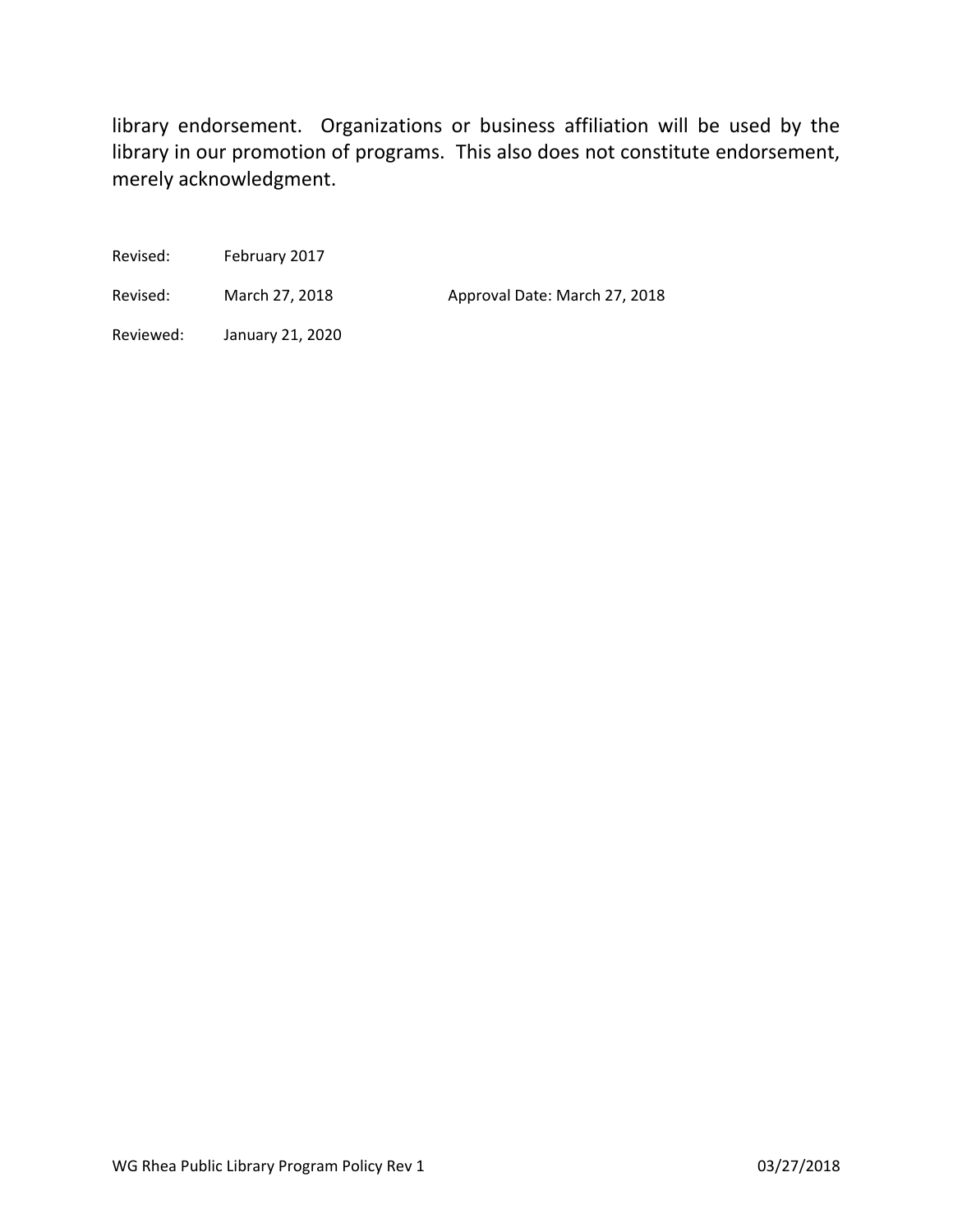library endorsement. Organizations or business affiliation will be used by the library in our promotion of programs. This also does not constitute endorsement, merely acknowledgment.

| | | |
|---|---|---|
| Revised: | February 2017 | |
| Revised: | March 27, 2018 | Approval Date: March 27, 2018 |
| Reviewed: | January 21, 2020 | |